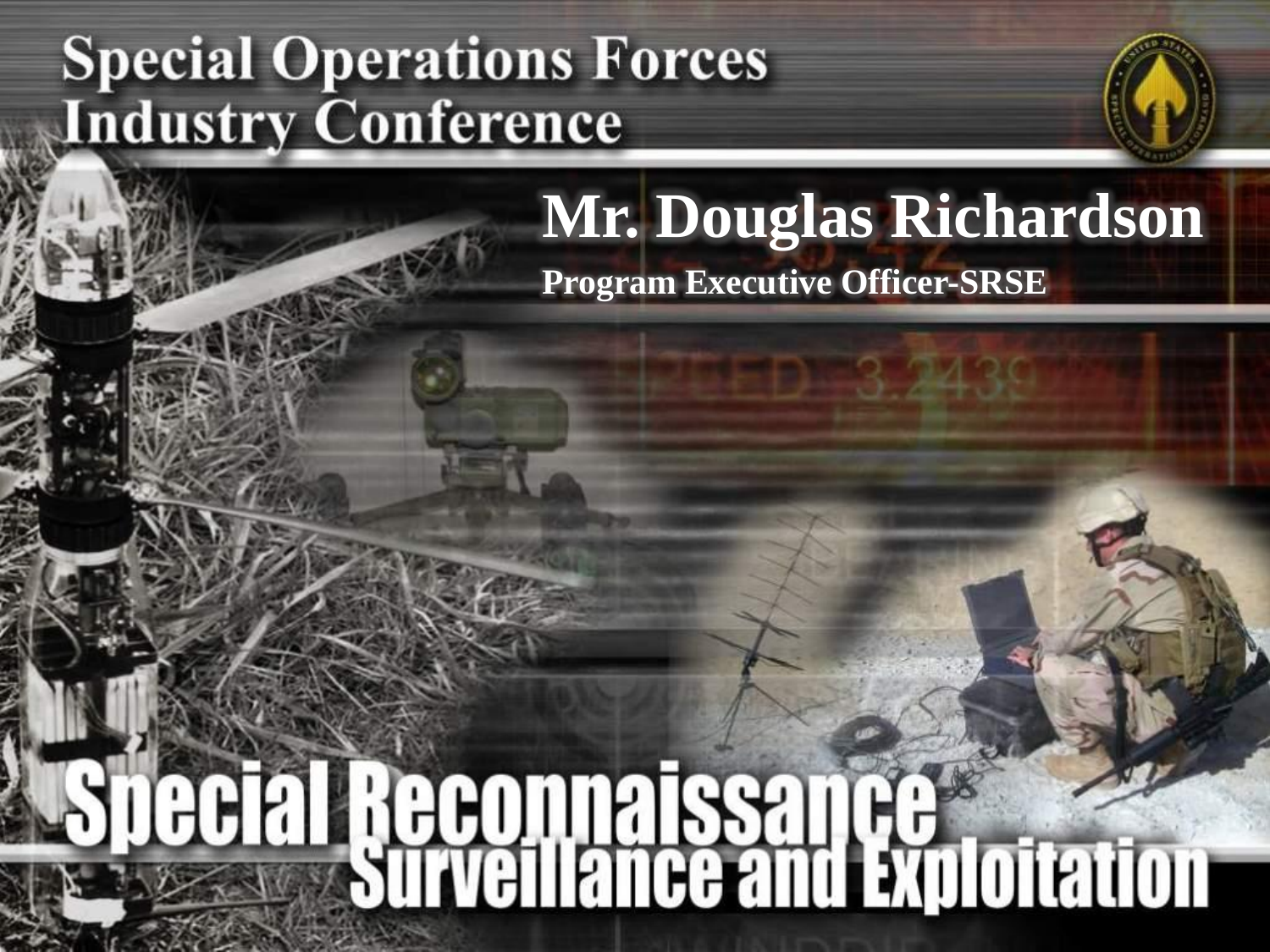# Special Operations Forces Industry Conference

## Mr. Douglas Richardson

**Program Executive Officer-SRSE**

# Special Reconnaissance Surveillance and Exploitation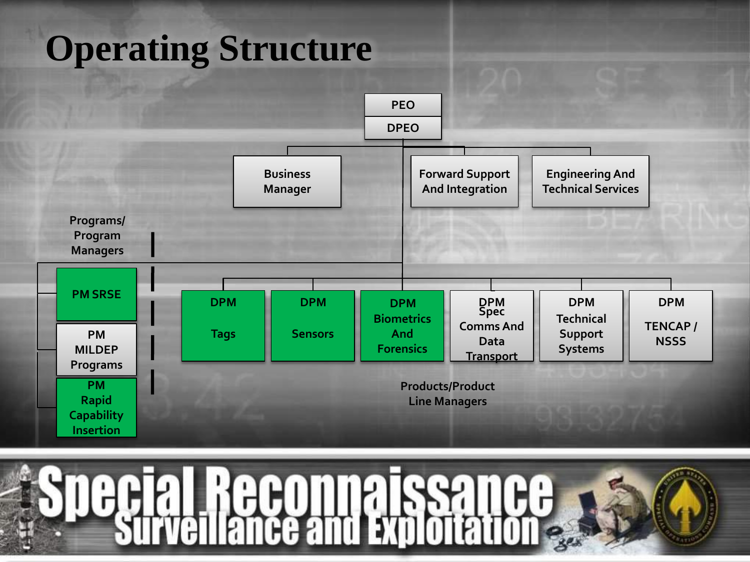# Operating Structure

- PEO
  - DPEO
    - Business Manager
    - Forward Support And Integration
    - Engineering And Technical Services

**Programs/ Program Managers**

- PM SRSE
- PM MILDEP Programs
- PM Rapid Capability Insertion

**Products/Product Line Managers**

- DPM Tags
- DPM Sensors
- DPM Biometrics And Forensics
- DPM Spec Comms And Data Transport
- DPM Technical Support Systems
- DPM TENCAP / NSSS

**Special Reconnaissance Surveillance and Exploitation**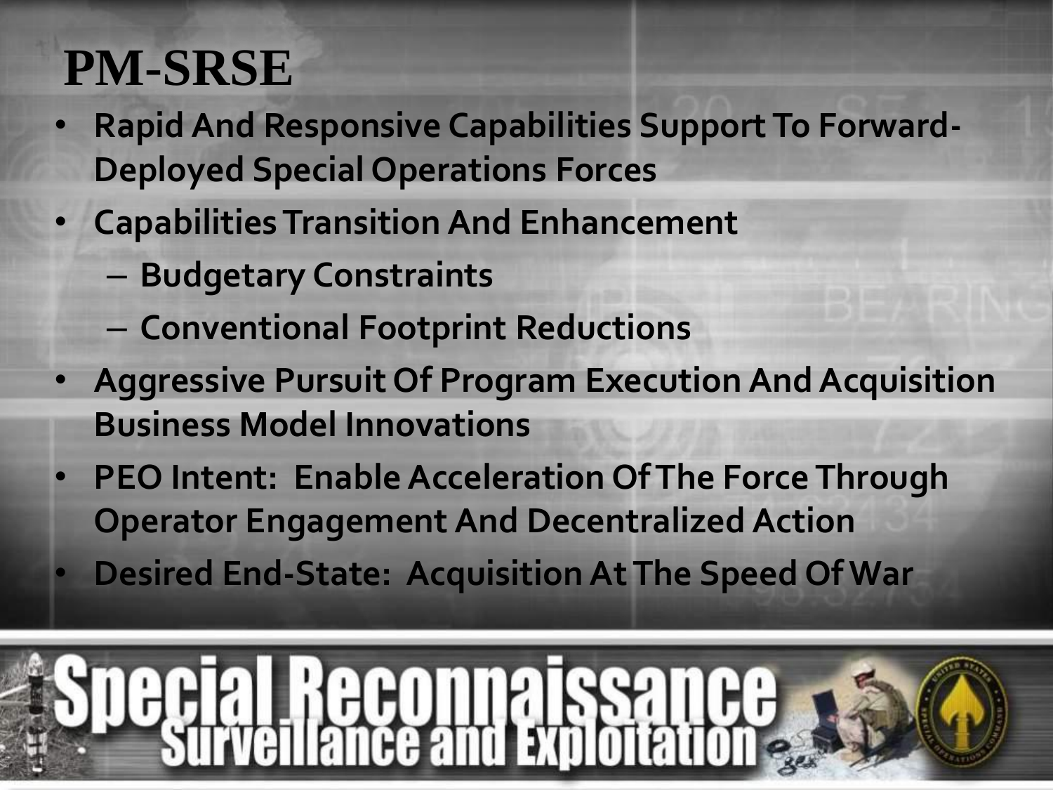# PM-SRSE

- Rapid And Responsive Capabilities Support To Forward-Deployed Special Operations Forces
- Capabilities Transition And Enhancement
  - Budgetary Constraints
  - Conventional Footprint Reductions
- Aggressive Pursuit Of Program Execution And Acquisition Business Model Innovations
- PEO Intent: Enable Acceleration Of The Force Through Operator Engagement And Decentralized Action
- Desired End-State: Acquisition At The Speed Of War

Special Reconnaissance Surveillance and Exploitation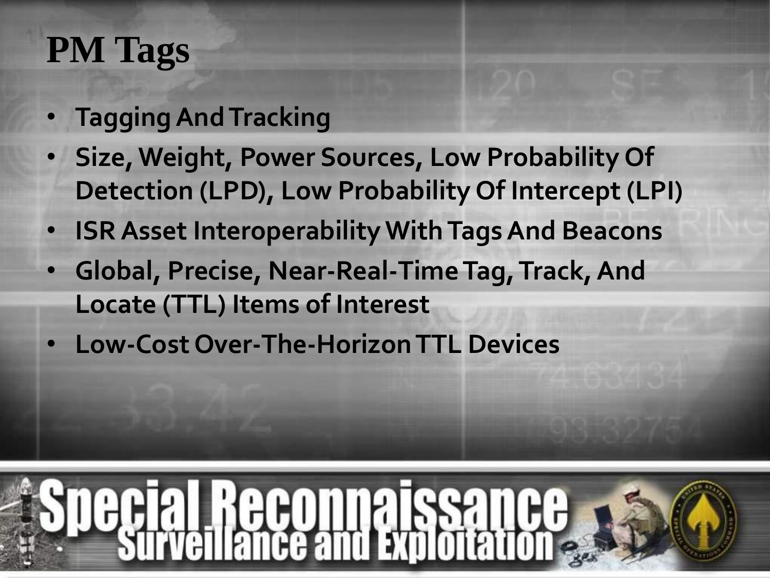# PM Tags

- **Tagging And Tracking**
- **Size, Weight, Power Sources, Low Probability Of Detection (LPD), Low Probability Of Intercept (LPI)**
- **ISR Asset Interoperability With Tags And Beacons**
- **Global, Precise, Near-Real-Time Tag, Track, And Locate (TTL) Items of Interest**
- **Low-Cost Over-The-Horizon TTL Devices**

Special Reconnaissance Surveillance and Exploitation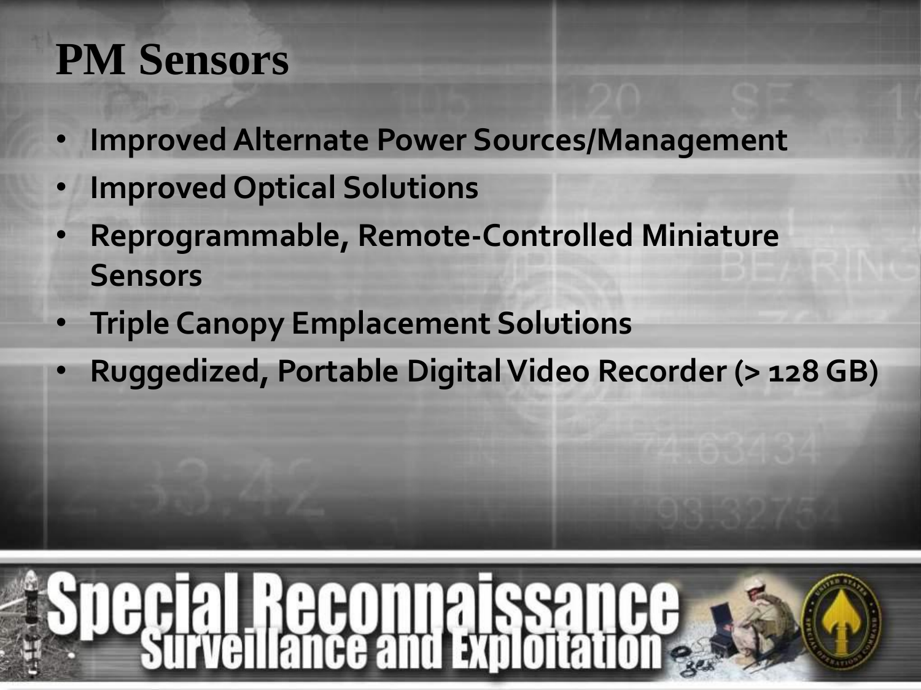# PM Sensors

- **Improved Alternate Power Sources/Management**
- **Improved Optical Solutions**
- **Reprogrammable, Remote-Controlled Miniature Sensors**
- **Triple Canopy Emplacement Solutions**
- **Ruggedized, Portable Digital Video Recorder (> 128 GB)**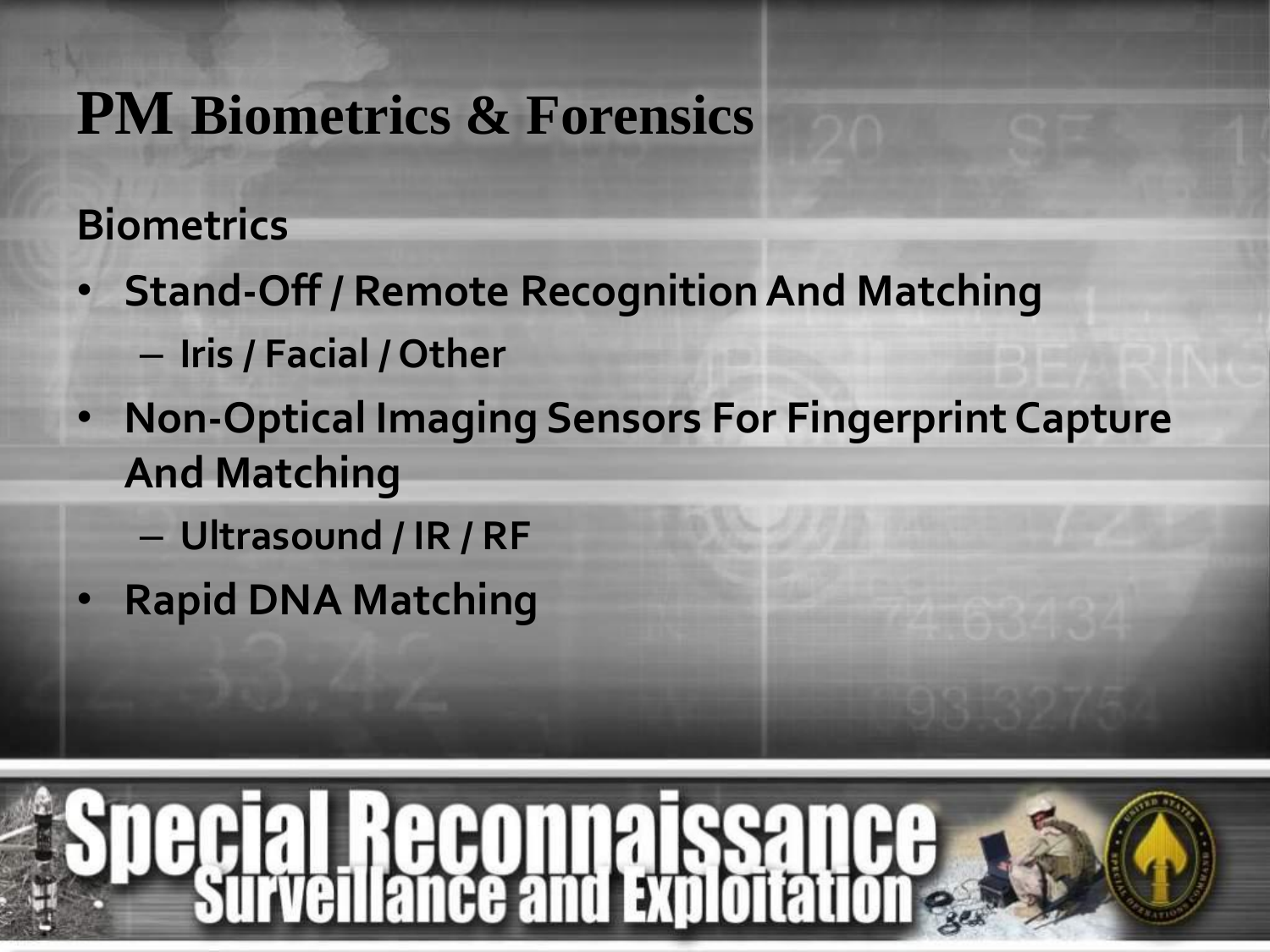# PM Biometrics & Forensics

**Biometrics**

- **Stand-Off / Remote Recognition And Matching**
  - **Iris / Facial / Other**
- **Non-Optical Imaging Sensors For Fingerprint Capture And Matching**
  - **Ultrasound / IR / RF**
- **Rapid DNA Matching**

Special Reconnaissance Surveillance and Exploitation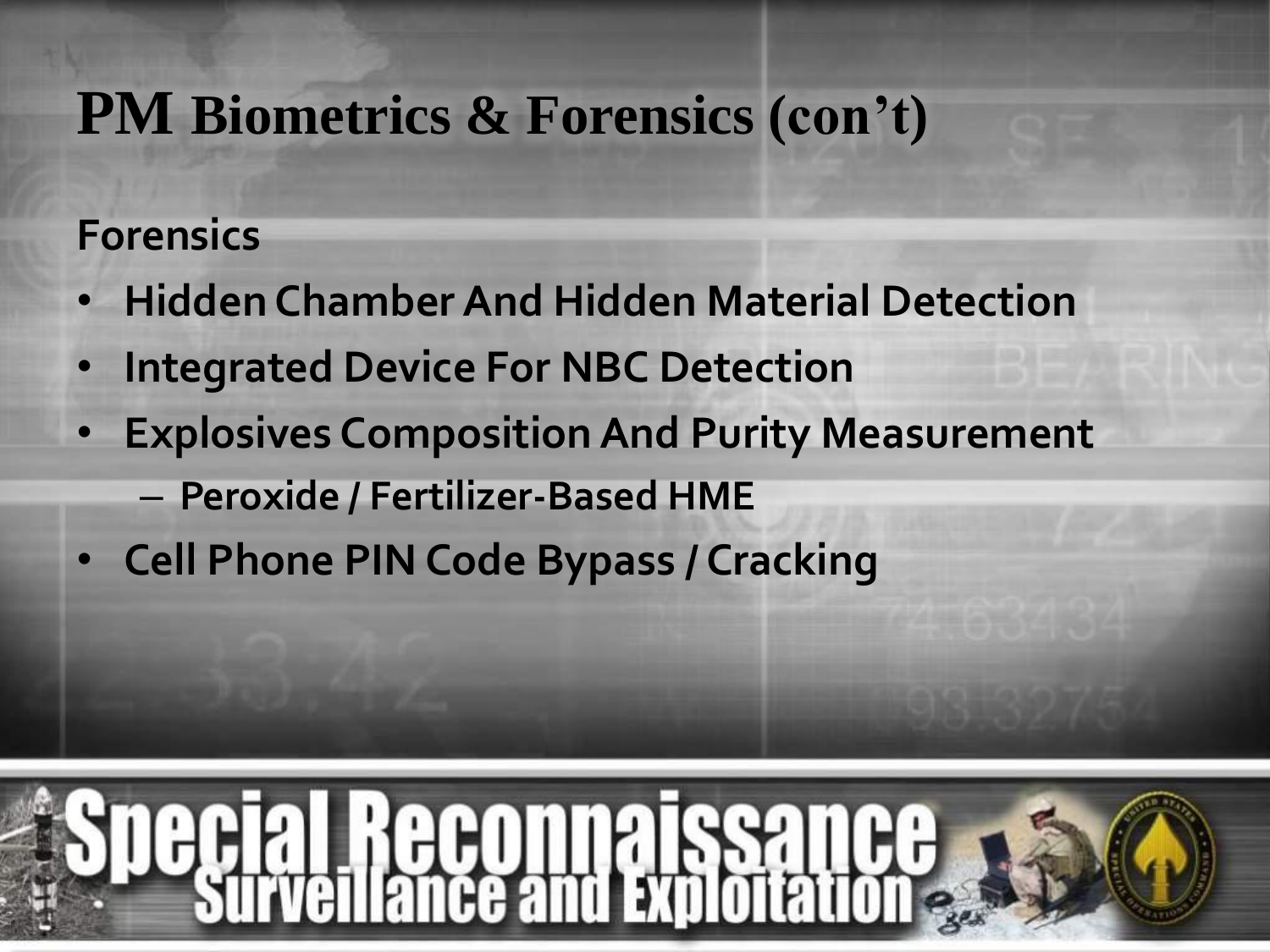# PM Biometrics & Forensics (con't)

**Forensics**

- **Hidden Chamber And Hidden Material Detection**
- **Integrated Device For NBC Detection**
- **Explosives Composition And Purity Measurement**
  - **Peroxide / Fertilizer-Based HME**
- **Cell Phone PIN Code Bypass / Cracking**

Special Reconnaissance Surveillance and Exploitation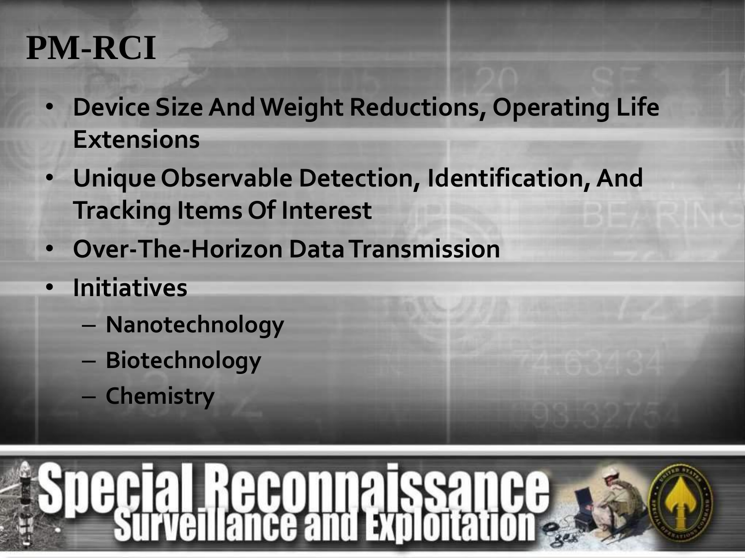# PM-RCI

- **Device Size And Weight Reductions, Operating Life Extensions**
- **Unique Observable Detection, Identification, And Tracking Items Of Interest**
- **Over-The-Horizon Data Transmission**
- **Initiatives**
  - **Nanotechnology**
  - **Biotechnology**
  - **Chemistry**

Special Reconnaissance Surveillance and Exploitation